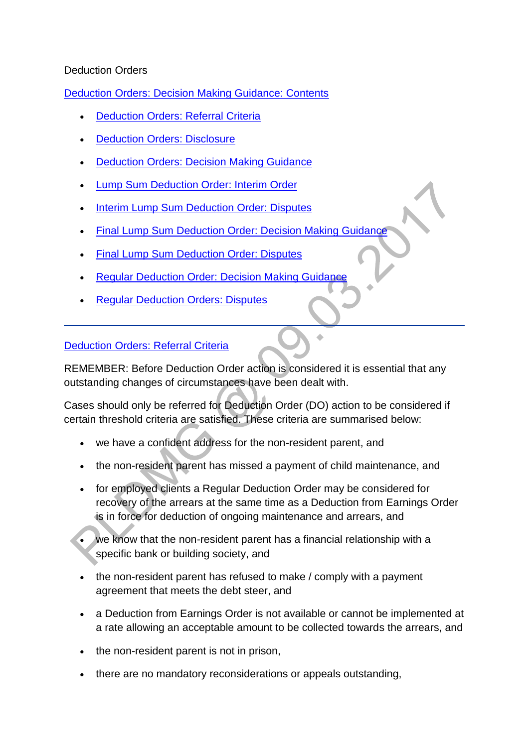# Deduction Orders

## Deduction Orders: Decision Making Guidance: Contents

- Deduction Orders: Referral Criteria
- Deduction Orders: Disclosure
- Deduction Orders: Decision Making Guidance
- Lump Sum Deduction Order: Interim Order
- Interim Lump Sum Deduction Order: Disputes
- Final Lump Sum Deduction Order: Decision Making Guidance
- Final Lump Sum Deduction Order: Disputes
- Regular Deduction Order: Decision Making Guidance
- Regular Deduction Orders: Disputes

---

## Deduction Orders: Referral Criteria

REMEMBER: Before Deduction Order action is considered it is essential that any outstanding changes of circumstances have been dealt with.

Cases should only be referred for Deduction Order (DO) action to be considered if certain threshold criteria are satisfied. These criteria are summarised below:

- we have a confident address for the non-resident parent, and
- the non-resident parent has missed a payment of child maintenance, and
- for employed clients a Regular Deduction Order may be considered for recovery of the arrears at the same time as a Deduction from Earnings Order is in force for deduction of ongoing maintenance and arrears, and
- we know that the non-resident parent has a financial relationship with a specific bank or building society, and
- the non-resident parent has refused to make / comply with a payment agreement that meets the debt steer, and
- a Deduction from Earnings Order is not available or cannot be implemented at a rate allowing an acceptable amount to be collected towards the arrears, and
- the non-resident parent is not in prison,
- there are no mandatory reconsiderations or appeals outstanding,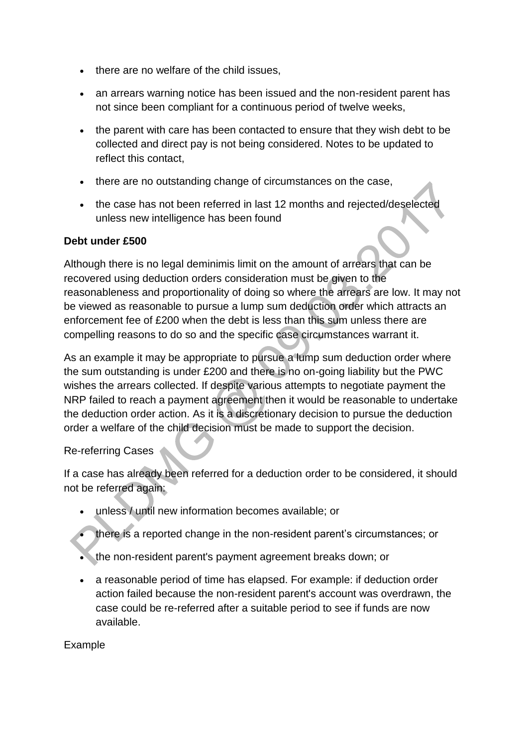- there are no welfare of the child issues,
- an arrears warning notice has been issued and the non-resident parent has not since been compliant for a continuous period of twelve weeks,
- the parent with care has been contacted to ensure that they wish debt to be collected and direct pay is not being considered. Notes to be updated to reflect this contact,
- there are no outstanding change of circumstances on the case,
- the case has not been referred in last 12 months and rejected/deselected unless new intelligence has been found

**Debt under £500**

Although there is no legal deminimis limit on the amount of arrears that can be recovered using deduction orders consideration must be given to the reasonableness and proportionality of doing so where the arrears are low. It may not be viewed as reasonable to pursue a lump sum deduction order which attracts an enforcement fee of £200 when the debt is less than this sum unless there are compelling reasons to do so and the specific case circumstances warrant it.

As an example it may be appropriate to pursue a lump sum deduction order where the sum outstanding is under £200 and there is no on-going liability but the PWC wishes the arrears collected. If despite various attempts to negotiate payment the NRP failed to reach a payment agreement then it would be reasonable to undertake the deduction order action. As it is a discretionary decision to pursue the deduction order a welfare of the child decision must be made to support the decision.

Re-referring Cases

If a case has already been referred for a deduction order to be considered, it should not be referred again:

- unless / until new information becomes available; or
- there is a reported change in the non-resident parent's circumstances; or
- the non-resident parent's payment agreement breaks down; or
- a reasonable period of time has elapsed. For example: if deduction order action failed because the non-resident parent's account was overdrawn, the case could be re-referred after a suitable period to see if funds are now available.

Example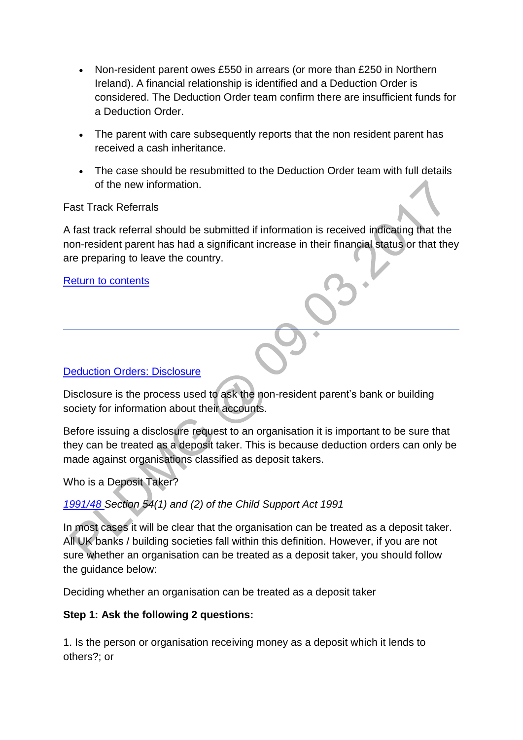- Non-resident parent owes £550 in arrears (or more than £250 in Northern Ireland). A financial relationship is identified and a Deduction Order is considered. The Deduction Order team confirm there are insufficient funds for a Deduction Order.
- The parent with care subsequently reports that the non resident parent has received a cash inheritance.
- The case should be resubmitted to the Deduction Order team with full details of the new information.

Fast Track Referrals

A fast track referral should be submitted if information is received indicating that the non-resident parent has had a significant increase in their financial status or that they are preparing to leave the country.

[Return to contents]

---

[Deduction Orders: Disclosure]

Disclosure is the process used to ask the non-resident parent's bank or building society for information about their accounts.

Before issuing a disclosure request to an organisation it is important to be sure that they can be treated as a deposit taker. This is because deduction orders can only be made against organisations classified as deposit takers.

Who is a Deposit Taker?

*[1991/48] Section 54(1) and (2) of the Child Support Act 1991*

In most cases it will be clear that the organisation can be treated as a deposit taker. All UK banks / building societies fall within this definition. However, if you are not sure whether an organisation can be treated as a deposit taker, you should follow the guidance below:

Deciding whether an organisation can be treated as a deposit taker

**Step 1: Ask the following 2 questions:**

1. Is the person or organisation receiving money as a deposit which it lends to others?; or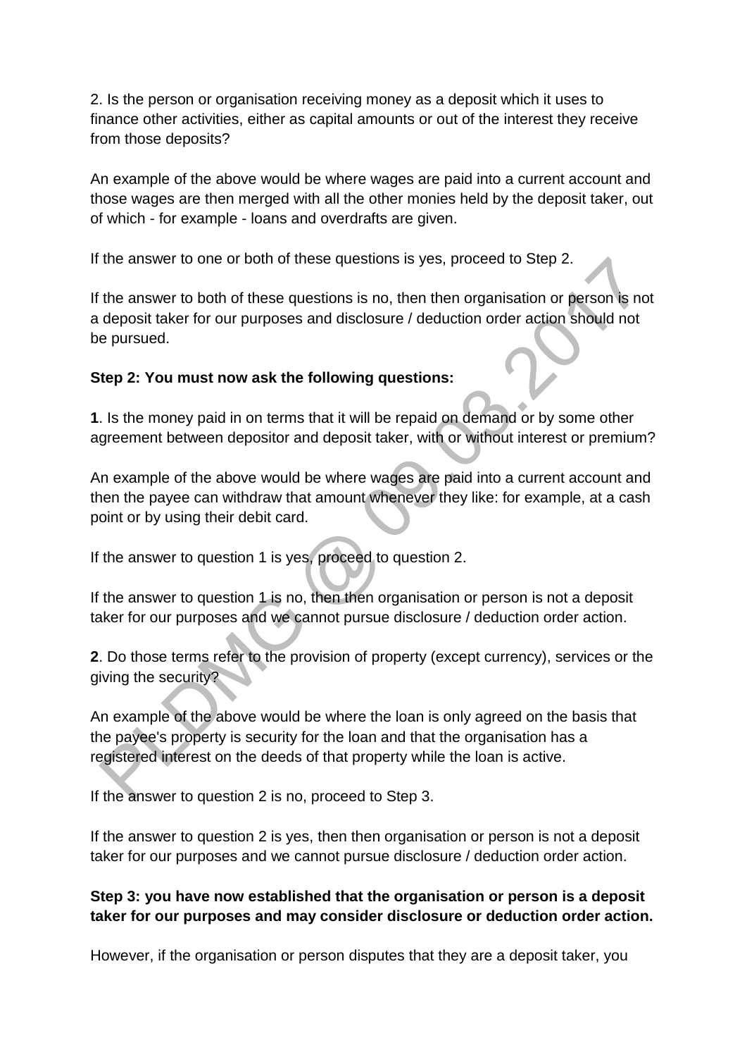2. Is the person or organisation receiving money as a deposit which it uses to finance other activities, either as capital amounts or out of the interest they receive from those deposits?

An example of the above would be where wages are paid into a current account and those wages are then merged with all the other monies held by the deposit taker, out of which - for example - loans and overdrafts are given.

If the answer to one or both of these questions is yes, proceed to Step 2.

If the answer to both of these questions is no, then then organisation or person is not a deposit taker for our purposes and disclosure / deduction order action should not be pursued.

**Step 2: You must now ask the following questions:**

**1**. Is the money paid in on terms that it will be repaid on demand or by some other agreement between depositor and deposit taker, with or without interest or premium?

An example of the above would be where wages are paid into a current account and then the payee can withdraw that amount whenever they like: for example, at a cash point or by using their debit card.

If the answer to question 1 is yes, proceed to question 2.

If the answer to question 1 is no, then then organisation or person is not a deposit taker for our purposes and we cannot pursue disclosure / deduction order action.

**2**. Do those terms refer to the provision of property (except currency), services or the giving the security?

An example of the above would be where the loan is only agreed on the basis that the payee's property is security for the loan and that the organisation has a registered interest on the deeds of that property while the loan is active.

If the answer to question 2 is no, proceed to Step 3.

If the answer to question 2 is yes, then then organisation or person is not a deposit taker for our purposes and we cannot pursue disclosure / deduction order action.

**Step 3: you have now established that the organisation or person is a deposit taker for our purposes and may consider disclosure or deduction order action.**

However, if the organisation or person disputes that they are a deposit taker, you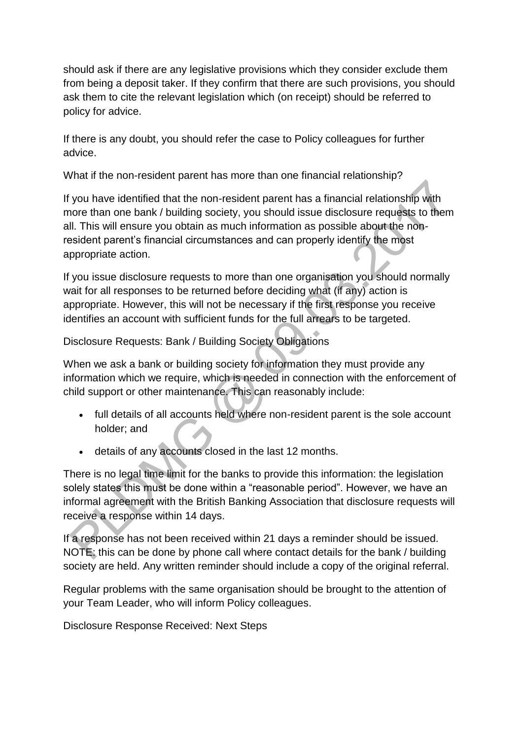should ask if there are any legislative provisions which they consider exclude them from being a deposit taker. If they confirm that there are such provisions, you should ask them to cite the relevant legislation which (on receipt) should be referred to policy for advice.

If there is any doubt, you should refer the case to Policy colleagues for further advice.

### What if the non-resident parent has more than one financial relationship?

If you have identified that the non-resident parent has a financial relationship with more than one bank / building society, you should issue disclosure requests to them all. This will ensure you obtain as much information as possible about the non-resident parent's financial circumstances and can properly identify the most appropriate action.

If you issue disclosure requests to more than one organisation you should normally wait for all responses to be returned before deciding what (if any) action is appropriate. However, this will not be necessary if the first response you receive identifies an account with sufficient funds for the full arrears to be targeted.

### Disclosure Requests: Bank / Building Society Obligations

When we ask a bank or building society for information they must provide any information which we require, which is needed in connection with the enforcement of child support or other maintenance. This can reasonably include:

- full details of all accounts held where non-resident parent is the sole account holder; and
- details of any accounts closed in the last 12 months.

There is no legal time limit for the banks to provide this information: the legislation solely states this must be done within a "reasonable period". However, we have an informal agreement with the British Banking Association that disclosure requests will receive a response within 14 days.

If a response has not been received within 21 days a reminder should be issued. NOTE: this can be done by phone call where contact details for the bank / building society are held. Any written reminder should include a copy of the original referral.

Regular problems with the same organisation should be brought to the attention of your Team Leader, who will inform Policy colleagues.

### Disclosure Response Received: Next Steps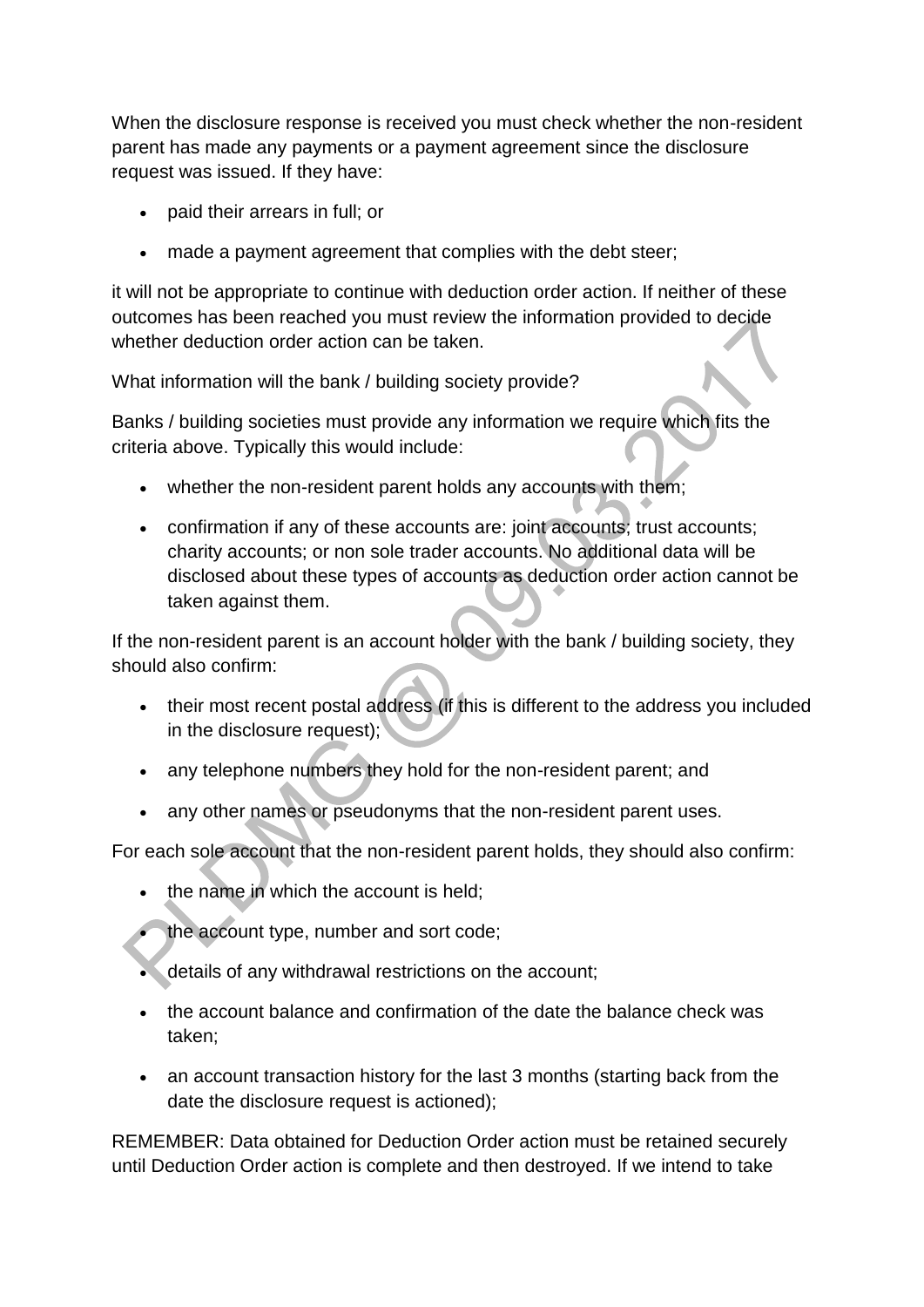When the disclosure response is received you must check whether the non-resident parent has made any payments or a payment agreement since the disclosure request was issued. If they have:

- paid their arrears in full; or
- made a payment agreement that complies with the debt steer;

it will not be appropriate to continue with deduction order action. If neither of these outcomes has been reached you must review the information provided to decide whether deduction order action can be taken.

What information will the bank / building society provide?

Banks / building societies must provide any information we require which fits the criteria above. Typically this would include:

- whether the non-resident parent holds any accounts with them;
- confirmation if any of these accounts are: joint accounts; trust accounts; charity accounts; or non sole trader accounts. No additional data will be disclosed about these types of accounts as deduction order action cannot be taken against them.

If the non-resident parent is an account holder with the bank / building society, they should also confirm:

- their most recent postal address (if this is different to the address you included in the disclosure request);
- any telephone numbers they hold for the non-resident parent; and
- any other names or pseudonyms that the non-resident parent uses.

For each sole account that the non-resident parent holds, they should also confirm:

- the name in which the account is held;
- the account type, number and sort code;
- details of any withdrawal restrictions on the account;
- the account balance and confirmation of the date the balance check was taken;
- an account transaction history for the last 3 months (starting back from the date the disclosure request is actioned);

REMEMBER: Data obtained for Deduction Order action must be retained securely until Deduction Order action is complete and then destroyed. If we intend to take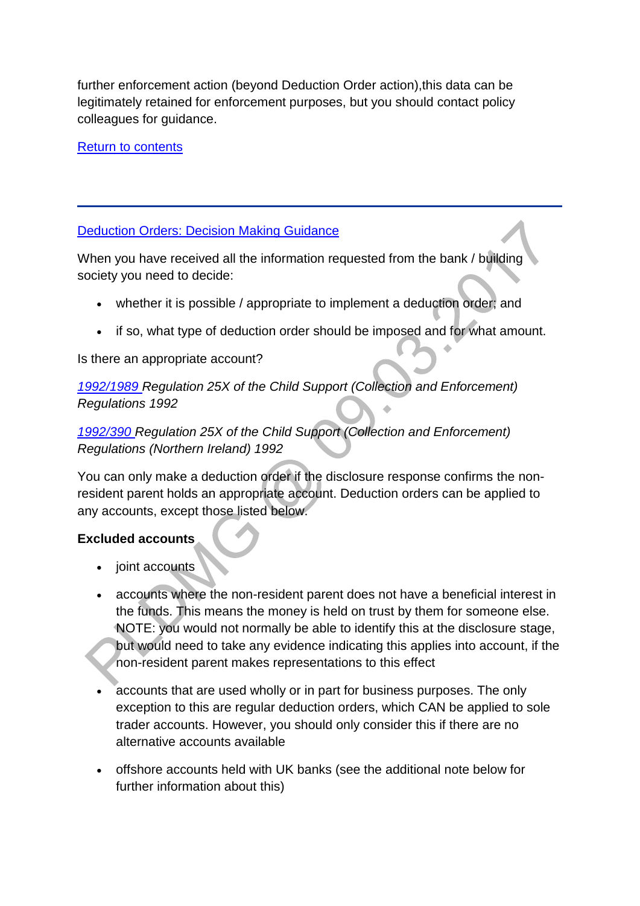further enforcement action (beyond Deduction Order action),this data can be legitimately retained for enforcement purposes, but you should contact policy colleagues for guidance.

Return to contents

---

Deduction Orders: Decision Making Guidance

When you have received all the information requested from the bank / building society you need to decide:

- whether it is possible / appropriate to implement a deduction order; and
- if so, what type of deduction order should be imposed and for what amount.

Is there an appropriate account?

*1992/1989 Regulation 25X of the Child Support (Collection and Enforcement) Regulations 1992*

*1992/390 Regulation 25X of the Child Support (Collection and Enforcement) Regulations (Northern Ireland) 1992*

You can only make a deduction order if the disclosure response confirms the non-resident parent holds an appropriate account. Deduction orders can be applied to any accounts, except those listed below.

**Excluded accounts**

- joint accounts
- accounts where the non-resident parent does not have a beneficial interest in the funds. This means the money is held on trust by them for someone else. NOTE: you would not normally be able to identify this at the disclosure stage, but would need to take any evidence indicating this applies into account, if the non-resident parent makes representations to this effect
- accounts that are used wholly or in part for business purposes. The only exception to this are regular deduction orders, which CAN be applied to sole trader accounts. However, you should only consider this if there are no alternative accounts available
- offshore accounts held with UK banks (see the additional note below for further information about this)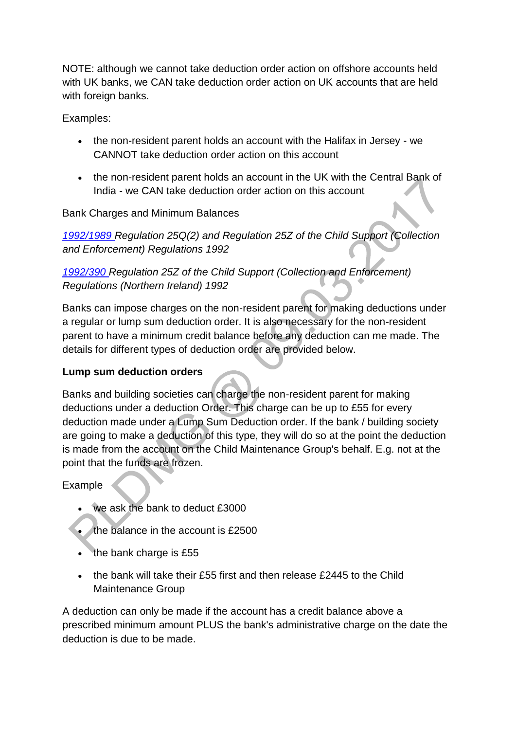NOTE: although we cannot take deduction order action on offshore accounts held with UK banks, we CAN take deduction order action on UK accounts that are held with foreign banks.

Examples:

- the non-resident parent holds an account with the Halifax in Jersey - we CANNOT take deduction order action on this account
- the non-resident parent holds an account in the UK with the Central Bank of India - we CAN take deduction order action on this account

Bank Charges and Minimum Balances

*[1992/1989](#) Regulation 25Q(2) and Regulation 25Z of the Child Support (Collection and Enforcement) Regulations 1992*

*[1992/390](#) Regulation 25Z of the Child Support (Collection and Enforcement) Regulations (Northern Ireland) 1992*

Banks can impose charges on the non-resident parent for making deductions under a regular or lump sum deduction order. It is also necessary for the non-resident parent to have a minimum credit balance before any deduction can me made. The details for different types of deduction order are provided below.

**Lump sum deduction orders**

Banks and building societies can charge the non-resident parent for making deductions under a deduction Order. This charge can be up to £55 for every deduction made under a Lump Sum Deduction order. If the bank / building society are going to make a deduction of this type, they will do so at the point the deduction is made from the account on the Child Maintenance Group's behalf. E.g. not at the point that the funds are frozen.

Example

- we ask the bank to deduct £3000
- the balance in the account is £2500
- the bank charge is £55
- the bank will take their £55 first and then release £2445 to the Child Maintenance Group

A deduction can only be made if the account has a credit balance above a prescribed minimum amount PLUS the bank's administrative charge on the date the deduction is due to be made.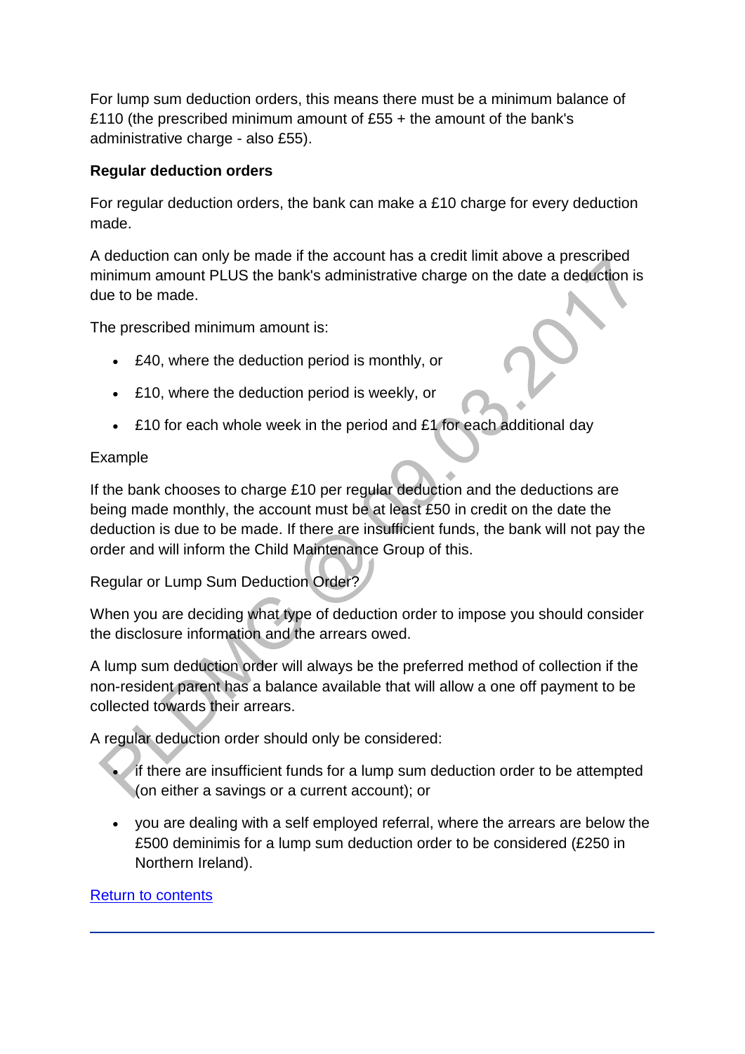For lump sum deduction orders, this means there must be a minimum balance of £110 (the prescribed minimum amount of £55 + the amount of the bank's administrative charge - also £55).

**Regular deduction orders**

For regular deduction orders, the bank can make a £10 charge for every deduction made.

A deduction can only be made if the account has a credit limit above a prescribed minimum amount PLUS the bank's administrative charge on the date a deduction is due to be made.

The prescribed minimum amount is:

- £40, where the deduction period is monthly, or
- £10, where the deduction period is weekly, or
- £10 for each whole week in the period and £1 for each additional day

Example

If the bank chooses to charge £10 per regular deduction and the deductions are being made monthly, the account must be at least £50 in credit on the date the deduction is due to be made. If there are insufficient funds, the bank will not pay the order and will inform the Child Maintenance Group of this.

Regular or Lump Sum Deduction Order?

When you are deciding what type of deduction order to impose you should consider the disclosure information and the arrears owed.

A lump sum deduction order will always be the preferred method of collection if the non-resident parent has a balance available that will allow a one off payment to be collected towards their arrears.

A regular deduction order should only be considered:

- if there are insufficient funds for a lump sum deduction order to be attempted (on either a savings or a current account); or
- you are dealing with a self employed referral, where the arrears are below the £500 deminimis for a lump sum deduction order to be considered (£250 in Northern Ireland).

Return to contents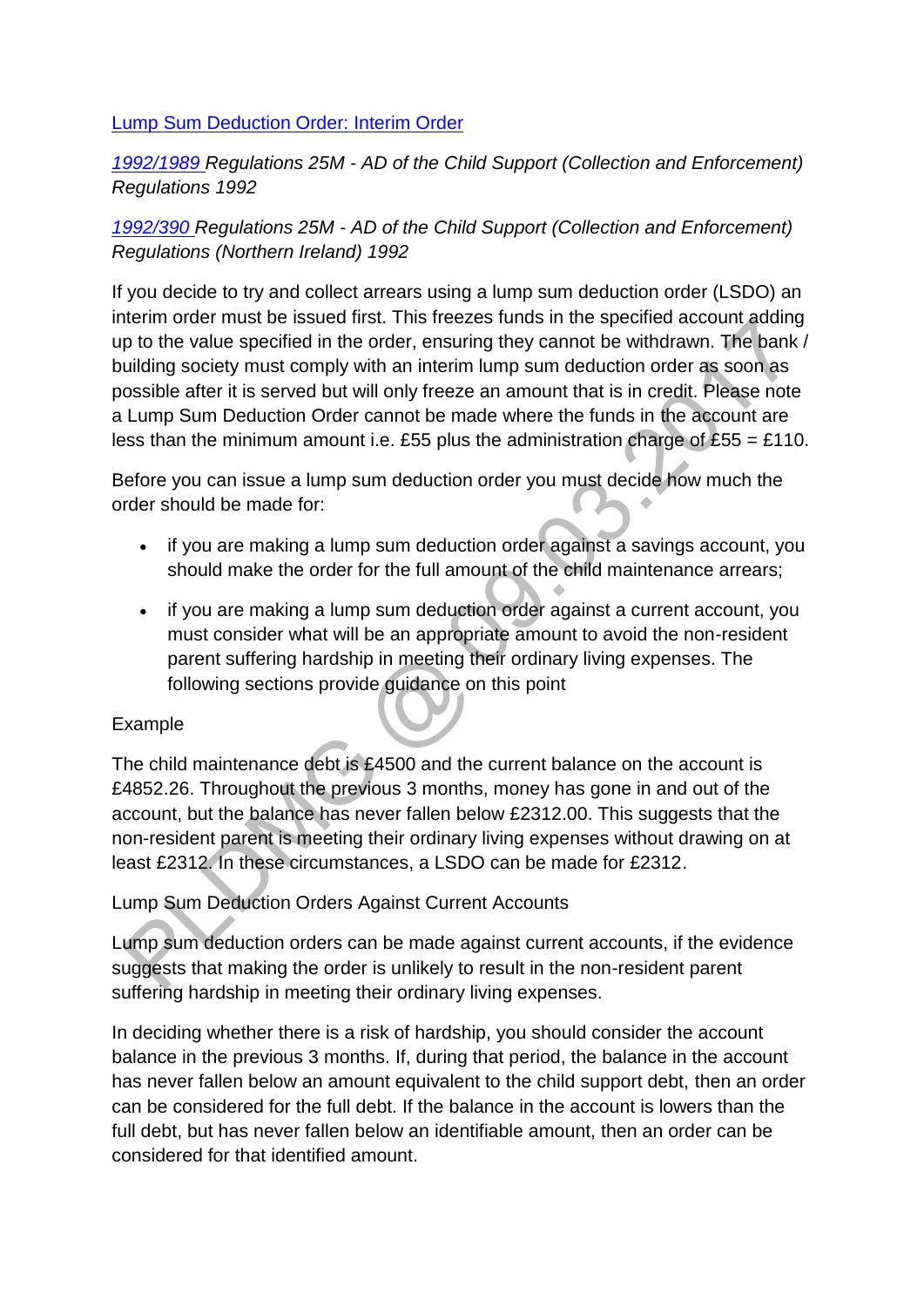[Lump Sum Deduction Order: Interim Order]

*1992/1989 Regulations 25M - AD of the Child Support (Collection and Enforcement) Regulations 1992*

*1992/390 Regulations 25M - AD of the Child Support (Collection and Enforcement) Regulations (Northern Ireland) 1992*

If you decide to try and collect arrears using a lump sum deduction order (LSDO) an interim order must be issued first. This freezes funds in the specified account adding up to the value specified in the order, ensuring they cannot be withdrawn. The bank / building society must comply with an interim lump sum deduction order as soon as possible after it is served but will only freeze an amount that is in credit. Please note a Lump Sum Deduction Order cannot be made where the funds in the account are less than the minimum amount i.e. £55 plus the administration charge of £55 = £110.

Before you can issue a lump sum deduction order you must decide how much the order should be made for:

- if you are making a lump sum deduction order against a savings account, you should make the order for the full amount of the child maintenance arrears;
- if you are making a lump sum deduction order against a current account, you must consider what will be an appropriate amount to avoid the non-resident parent suffering hardship in meeting their ordinary living expenses. The following sections provide guidance on this point

Example

The child maintenance debt is £4500 and the current balance on the account is £4852.26. Throughout the previous 3 months, money has gone in and out of the account, but the balance has never fallen below £2312.00. This suggests that the non-resident parent is meeting their ordinary living expenses without drawing on at least £2312. In these circumstances, a LSDO can be made for £2312.

Lump Sum Deduction Orders Against Current Accounts

Lump sum deduction orders can be made against current accounts, if the evidence suggests that making the order is unlikely to result in the non-resident parent suffering hardship in meeting their ordinary living expenses.

In deciding whether there is a risk of hardship, you should consider the account balance in the previous 3 months. If, during that period, the balance in the account has never fallen below an amount equivalent to the child support debt, then an order can be considered for the full debt. If the balance in the account is lowers than the full debt, but has never fallen below an identifiable amount, then an order can be considered for that identified amount.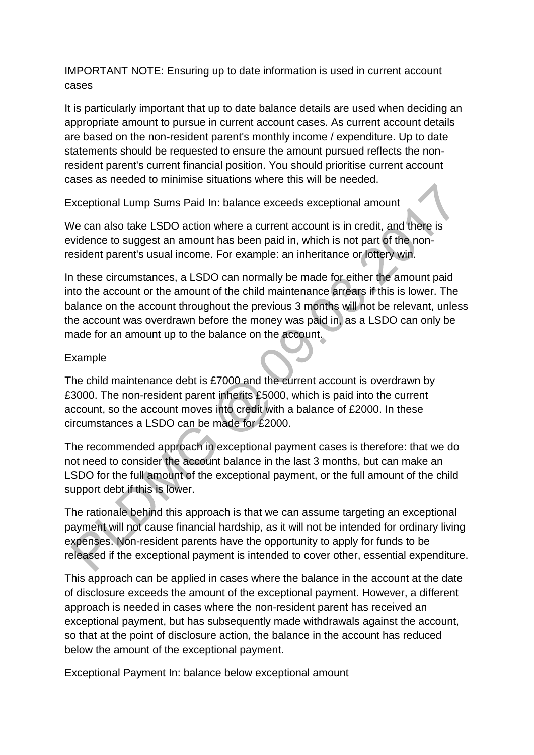IMPORTANT NOTE: Ensuring up to date information is used in current account cases

It is particularly important that up to date balance details are used when deciding an appropriate amount to pursue in current account cases. As current account details are based on the non-resident parent's monthly income / expenditure. Up to date statements should be requested to ensure the amount pursued reflects the non-resident parent's current financial position. You should prioritise current account cases as needed to minimise situations where this will be needed.

Exceptional Lump Sums Paid In: balance exceeds exceptional amount

We can also take LSDO action where a current account is in credit, and there is evidence to suggest an amount has been paid in, which is not part of the non-resident parent's usual income. For example: an inheritance or lottery win.

In these circumstances, a LSDO can normally be made for either the amount paid into the account or the amount of the child maintenance arrears if this is lower. The balance on the account throughout the previous 3 months will not be relevant, unless the account was overdrawn before the money was paid in, as a LSDO can only be made for an amount up to the balance on the account.

Example

The child maintenance debt is £7000 and the current account is overdrawn by £3000. The non-resident parent inherits £5000, which is paid into the current account, so the account moves into credit with a balance of £2000. In these circumstances a LSDO can be made for £2000.

The recommended approach in exceptional payment cases is therefore: that we do not need to consider the account balance in the last 3 months, but can make an LSDO for the full amount of the exceptional payment, or the full amount of the child support debt if this is lower.

The rationale behind this approach is that we can assume targeting an exceptional payment will not cause financial hardship, as it will not be intended for ordinary living expenses. Non-resident parents have the opportunity to apply for funds to be released if the exceptional payment is intended to cover other, essential expenditure.

This approach can be applied in cases where the balance in the account at the date of disclosure exceeds the amount of the exceptional payment. However, a different approach is needed in cases where the non-resident parent has received an exceptional payment, but has subsequently made withdrawals against the account, so that at the point of disclosure action, the balance in the account has reduced below the amount of the exceptional payment.

Exceptional Payment In: balance below exceptional amount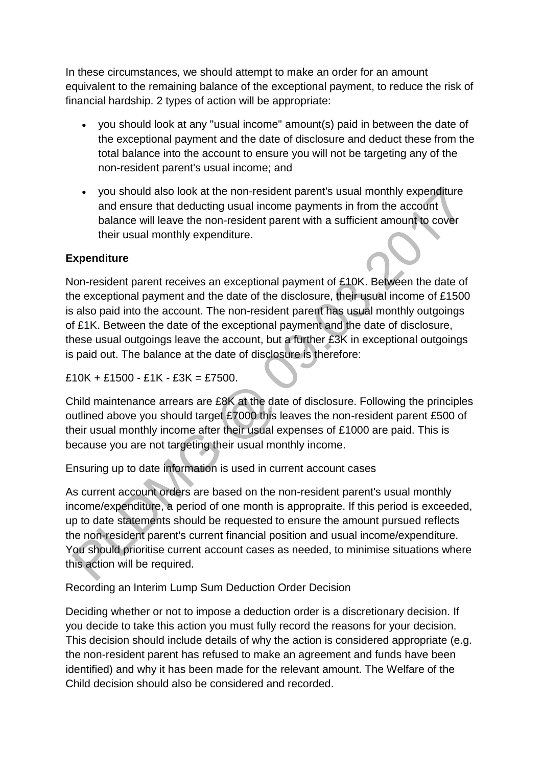In these circumstances, we should attempt to make an order for an amount equivalent to the remaining balance of the exceptional payment, to reduce the risk of financial hardship. 2 types of action will be appropriate:

- you should look at any "usual income" amount(s) paid in between the date of the exceptional payment and the date of disclosure and deduct these from the total balance into the account to ensure you will not be targeting any of the non-resident parent's usual income; and
- you should also look at the non-resident parent's usual monthly expenditure and ensure that deducting usual income payments in from the account balance will leave the non-resident parent with a sufficient amount to cover their usual monthly expenditure.

**Expenditure**

Non-resident parent receives an exceptional payment of £10K. Between the date of the exceptional payment and the date of the disclosure, their usual income of £1500 is also paid into the account. The non-resident parent has usual monthly outgoings of £1K. Between the date of the exceptional payment and the date of disclosure, these usual outgoings leave the account, but a further £3K in exceptional outgoings is paid out. The balance at the date of disclosure is therefore:

£10K + £1500 - £1K - £3K = £7500.

Child maintenance arrears are £8K at the date of disclosure. Following the principles outlined above you should target £7000 this leaves the non-resident parent £500 of their usual monthly income after their usual expenses of £1000 are paid. This is because you are not targeting their usual monthly income.

Ensuring up to date information is used in current account cases

As current account orders are based on the non-resident parent's usual monthly income/expenditure, a period of one month is appropraite. If this period is exceeded, up to date statements should be requested to ensure the amount pursued reflects the non-resident parent's current financial position and usual income/expenditure. You should prioritise current account cases as needed, to minimise situations where this action will be required.

Recording an Interim Lump Sum Deduction Order Decision

Deciding whether or not to impose a deduction order is a discretionary decision. If you decide to take this action you must fully record the reasons for your decision. This decision should include details of why the action is considered appropriate (e.g. the non-resident parent has refused to make an agreement and funds have been identified) and why it has been made for the relevant amount. The Welfare of the Child decision should also be considered and recorded.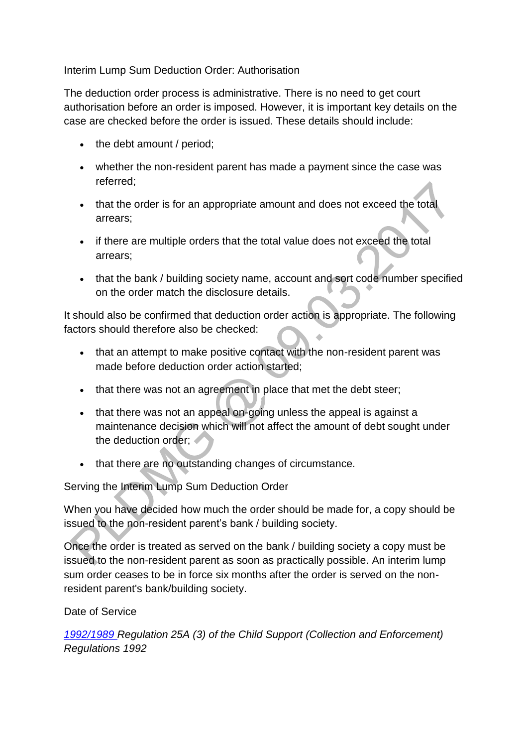Interim Lump Sum Deduction Order: Authorisation

The deduction order process is administrative. There is no need to get court authorisation before an order is imposed. However, it is important key details on the case are checked before the order is issued. These details should include:

- the debt amount / period;
- whether the non-resident parent has made a payment since the case was referred;
- that the order is for an appropriate amount and does not exceed the total arrears;
- if there are multiple orders that the total value does not exceed the total arrears;
- that the bank / building society name, account and sort code number specified on the order match the disclosure details.

It should also be confirmed that deduction order action is appropriate. The following factors should therefore also be checked:

- that an attempt to make positive contact with the non-resident parent was made before deduction order action started;
- that there was not an agreement in place that met the debt steer;
- that there was not an appeal on-going unless the appeal is against a maintenance decision which will not affect the amount of debt sought under the deduction order;
- that there are no outstanding changes of circumstance.

Serving the Interim Lump Sum Deduction Order

When you have decided how much the order should be made for, a copy should be issued to the non-resident parent's bank / building society.

Once the order is treated as served on the bank / building society a copy must be issued to the non-resident parent as soon as practically possible. An interim lump sum order ceases to be in force six months after the order is served on the non-resident parent's bank/building society.

Date of Service

*1992/1989 Regulation 25A (3) of the Child Support (Collection and Enforcement) Regulations 1992*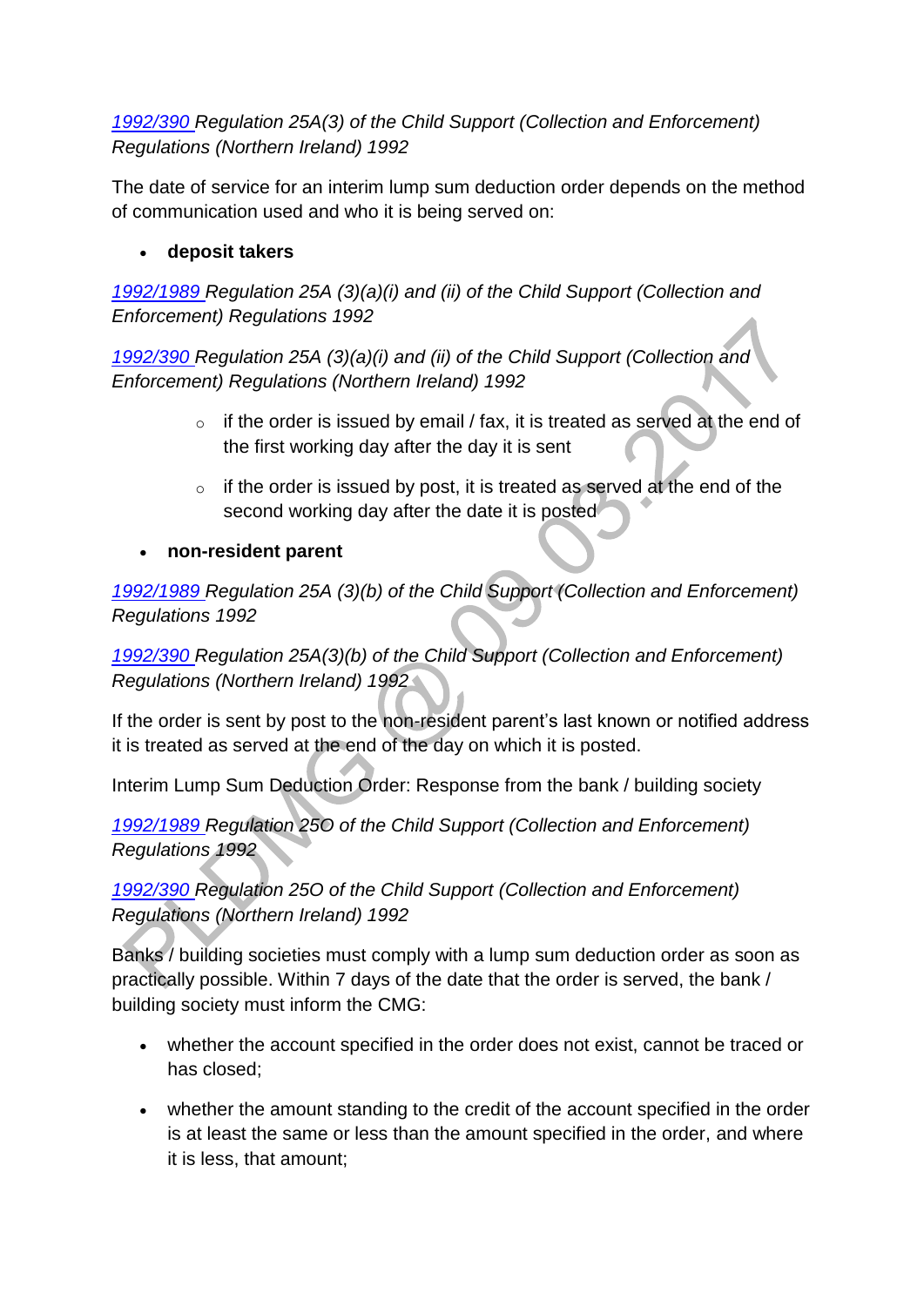*[1992/390](#) Regulation 25A(3) of the Child Support (Collection and Enforcement) Regulations (Northern Ireland) 1992*

The date of service for an interim lump sum deduction order depends on the method of communication used and who it is being served on:

- **deposit takers**

*[1992/1989](#) Regulation 25A (3)(a)(i) and (ii) of the Child Support (Collection and Enforcement) Regulations 1992*

*[1992/390](#) Regulation 25A (3)(a)(i) and (ii) of the Child Support (Collection and Enforcement) Regulations (Northern Ireland) 1992*

  - if the order is issued by email / fax, it is treated as served at the end of the first working day after the day it is sent
  - if the order is issued by post, it is treated as served at the end of the second working day after the date it is posted

- **non-resident parent**

*[1992/1989](#) Regulation 25A (3)(b) of the Child Support (Collection and Enforcement) Regulations 1992*

*[1992/390](#) Regulation 25A(3)(b) of the Child Support (Collection and Enforcement) Regulations (Northern Ireland) 1992*

If the order is sent by post to the non-resident parent's last known or notified address it is treated as served at the end of the day on which it is posted.

Interim Lump Sum Deduction Order: Response from the bank / building society

*[1992/1989](#) Regulation 25O of the Child Support (Collection and Enforcement) Regulations 1992*

*[1992/390](#) Regulation 25O of the Child Support (Collection and Enforcement) Regulations (Northern Ireland) 1992*

Banks / building societies must comply with a lump sum deduction order as soon as practically possible. Within 7 days of the date that the order is served, the bank / building society must inform the CMG:

- whether the account specified in the order does not exist, cannot be traced or has closed;
- whether the amount standing to the credit of the account specified in the order is at least the same or less than the amount specified in the order, and where it is less, that amount;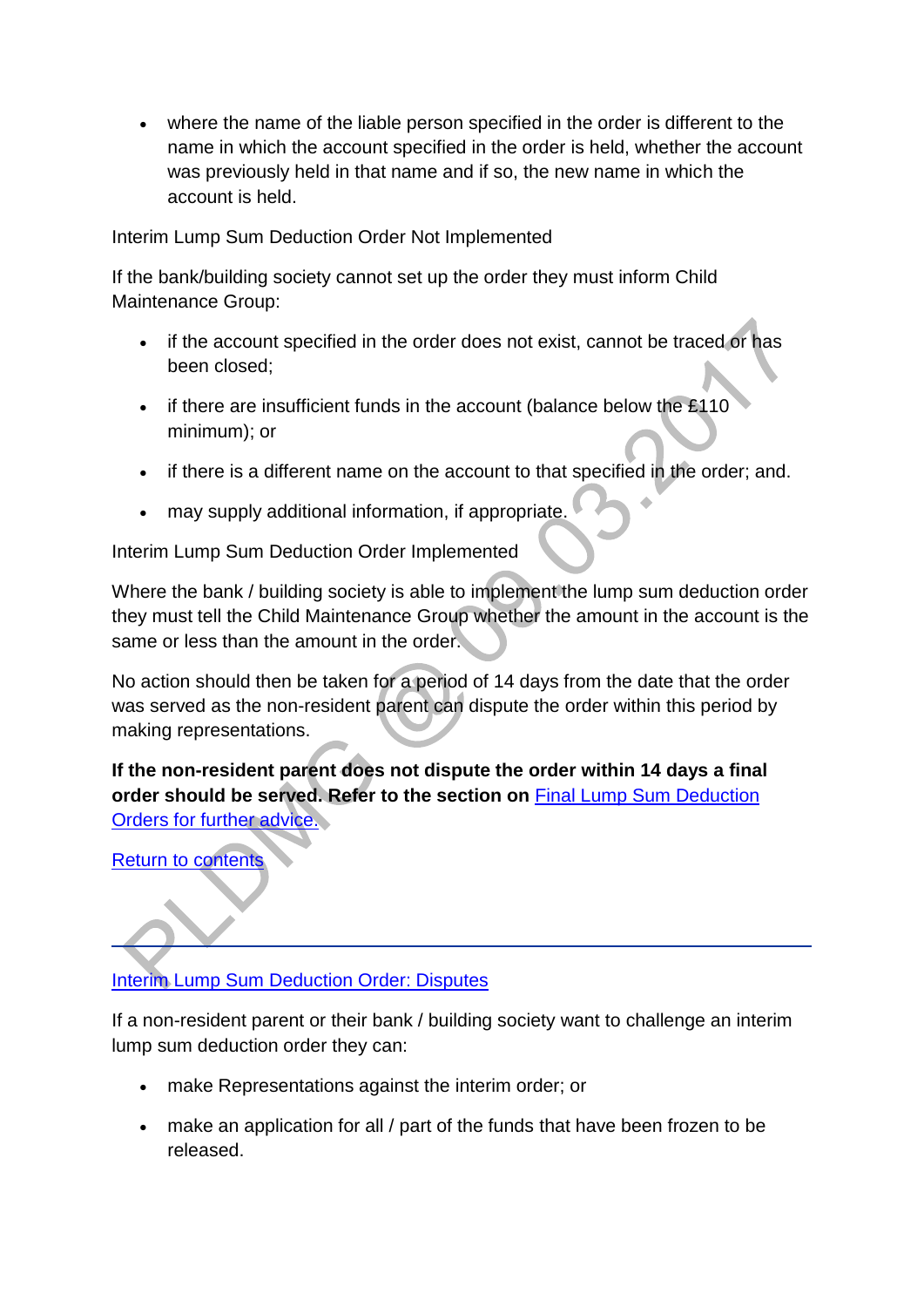- where the name of the liable person specified in the order is different to the name in which the account specified in the order is held, whether the account was previously held in that name and if so, the new name in which the account is held.

Interim Lump Sum Deduction Order Not Implemented

If the bank/building society cannot set up the order they must inform Child Maintenance Group:

- if the account specified in the order does not exist, cannot be traced or has been closed;
- if there are insufficient funds in the account (balance below the £110 minimum); or
- if there is a different name on the account to that specified in the order; and.
- may supply additional information, if appropriate.

Interim Lump Sum Deduction Order Implemented

Where the bank / building society is able to implement the lump sum deduction order they must tell the Child Maintenance Group whether the amount in the account is the same or less than the amount in the order.

No action should then be taken for a period of 14 days from the date that the order was served as the non-resident parent can dispute the order within this period by making representations.

**If the non-resident parent does not dispute the order within 14 days a final order should be served. Refer to the section on** [Final Lump Sum Deduction Orders for further advice.]()

[Return to contents]()

---

## [Interim Lump Sum Deduction Order: Disputes]()

If a non-resident parent or their bank / building society want to challenge an interim lump sum deduction order they can:

- make Representations against the interim order; or
- make an application for all / part of the funds that have been frozen to be released.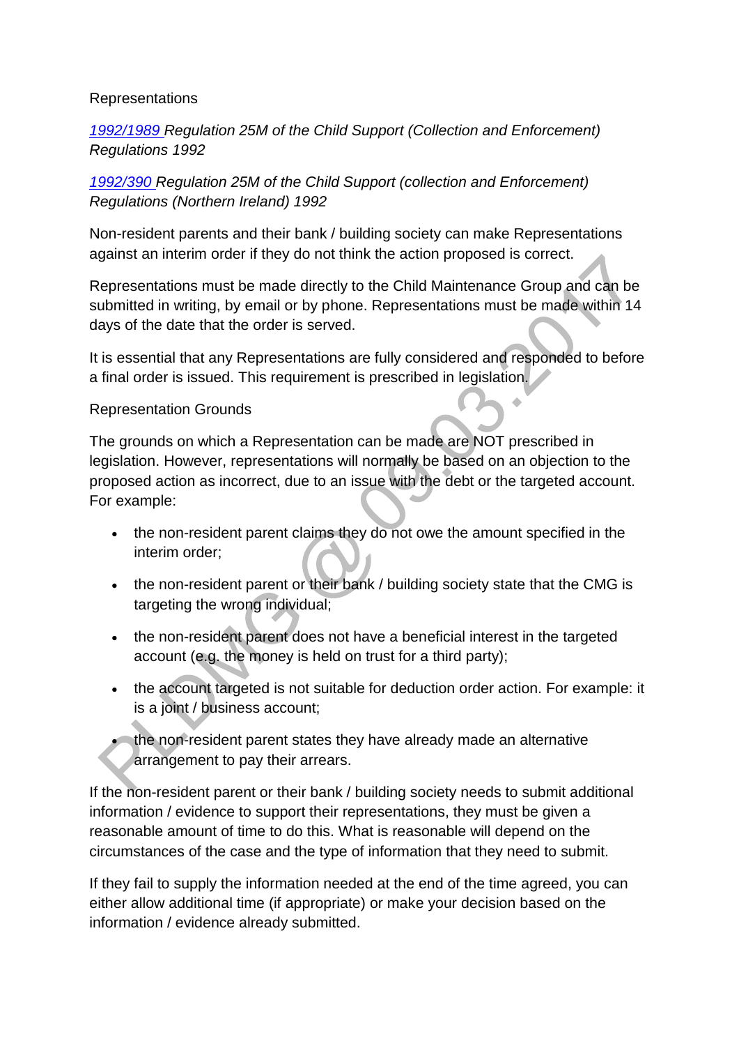Representations

*[1992/1989](#) Regulation 25M of the Child Support (Collection and Enforcement) Regulations 1992*

*[1992/390](#) Regulation 25M of the Child Support (collection and Enforcement) Regulations (Northern Ireland) 1992*

Non-resident parents and their bank / building society can make Representations against an interim order if they do not think the action proposed is correct.

Representations must be made directly to the Child Maintenance Group and can be submitted in writing, by email or by phone. Representations must be made within 14 days of the date that the order is served.

It is essential that any Representations are fully considered and responded to before a final order is issued. This requirement is prescribed in legislation.

Representation Grounds

The grounds on which a Representation can be made are NOT prescribed in legislation. However, representations will normally be based on an objection to the proposed action as incorrect, due to an issue with the debt or the targeted account. For example:

- the non-resident parent claims they do not owe the amount specified in the interim order;
- the non-resident parent or their bank / building society state that the CMG is targeting the wrong individual;
- the non-resident parent does not have a beneficial interest in the targeted account (e.g. the money is held on trust for a third party);
- the account targeted is not suitable for deduction order action. For example: it is a joint / business account;
- the non-resident parent states they have already made an alternative arrangement to pay their arrears.

If the non-resident parent or their bank / building society needs to submit additional information / evidence to support their representations, they must be given a reasonable amount of time to do this. What is reasonable will depend on the circumstances of the case and the type of information that they need to submit.

If they fail to supply the information needed at the end of the time agreed, you can either allow additional time (if appropriate) or make your decision based on the information / evidence already submitted.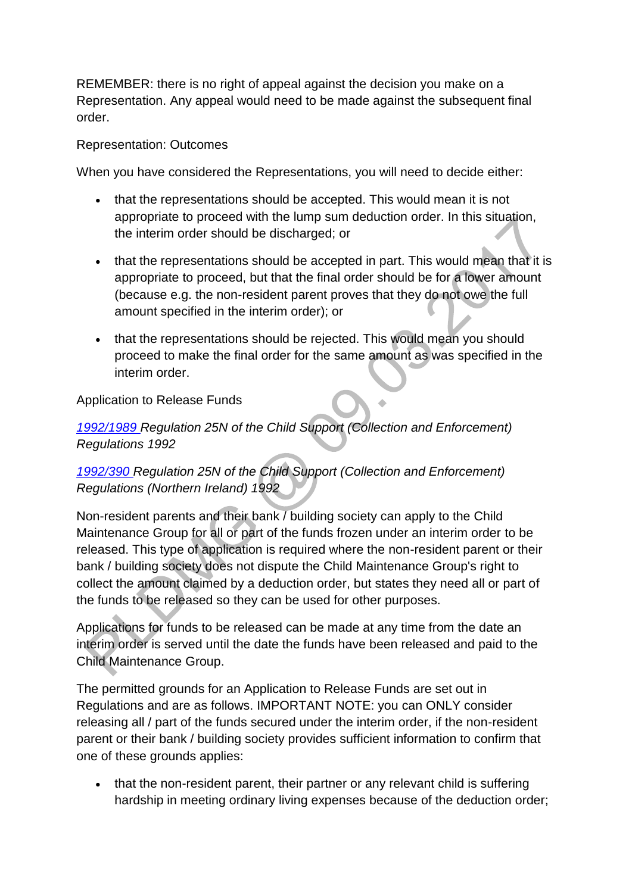REMEMBER: there is no right of appeal against the decision you make on a Representation. Any appeal would need to be made against the subsequent final order.

Representation: Outcomes

When you have considered the Representations, you will need to decide either:

- that the representations should be accepted. This would mean it is not appropriate to proceed with the lump sum deduction order. In this situation, the interim order should be discharged; or
- that the representations should be accepted in part. This would mean that it is appropriate to proceed, but that the final order should be for a lower amount (because e.g. the non-resident parent proves that they do not owe the full amount specified in the interim order); or
- that the representations should be rejected. This would mean you should proceed to make the final order for the same amount as was specified in the interim order.

Application to Release Funds

*1992/1989 Regulation 25N of the Child Support (Collection and Enforcement) Regulations 1992*

*1992/390 Regulation 25N of the Child Support (Collection and Enforcement) Regulations (Northern Ireland) 1992*

Non-resident parents and their bank / building society can apply to the Child Maintenance Group for all or part of the funds frozen under an interim order to be released. This type of application is required where the non-resident parent or their bank / building society does not dispute the Child Maintenance Group's right to collect the amount claimed by a deduction order, but states they need all or part of the funds to be released so they can be used for other purposes.

Applications for funds to be released can be made at any time from the date an interim order is served until the date the funds have been released and paid to the Child Maintenance Group.

The permitted grounds for an Application to Release Funds are set out in Regulations and are as follows. IMPORTANT NOTE: you can ONLY consider releasing all / part of the funds secured under the interim order, if the non-resident parent or their bank / building society provides sufficient information to confirm that one of these grounds applies:

- that the non-resident parent, their partner or any relevant child is suffering hardship in meeting ordinary living expenses because of the deduction order;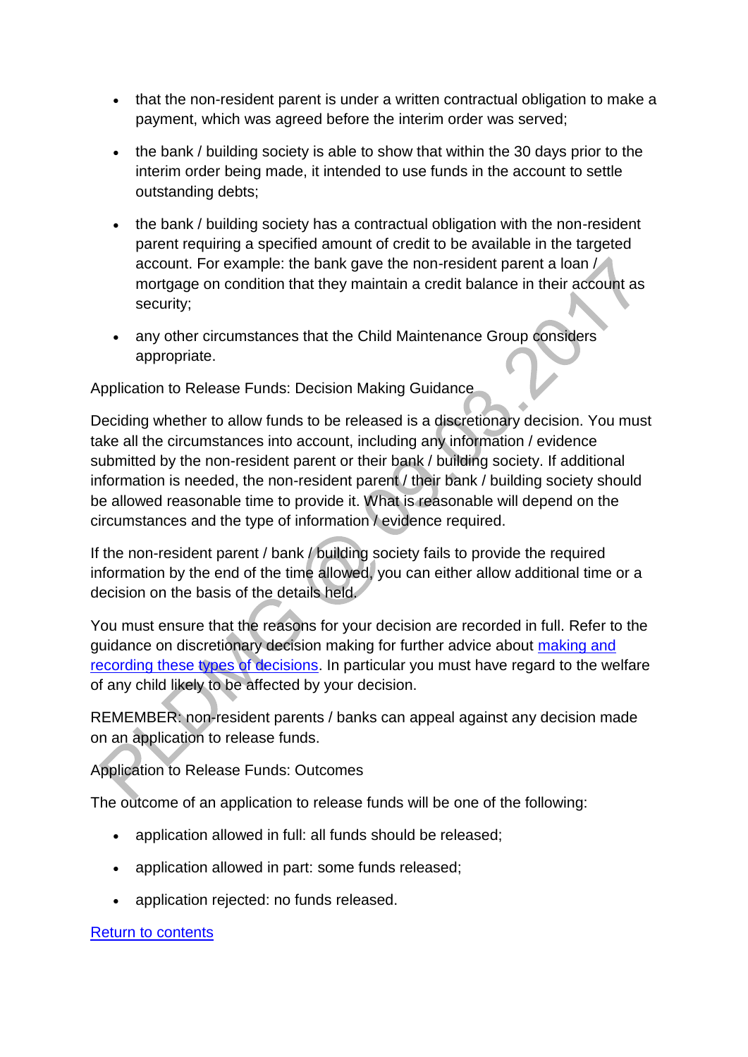- that the non-resident parent is under a written contractual obligation to make a payment, which was agreed before the interim order was served;
- the bank / building society is able to show that within the 30 days prior to the interim order being made, it intended to use funds in the account to settle outstanding debts;
- the bank / building society has a contractual obligation with the non-resident parent requiring a specified amount of credit to be available in the targeted account. For example: the bank gave the non-resident parent a loan / mortgage on condition that they maintain a credit balance in their account as security;
- any other circumstances that the Child Maintenance Group considers appropriate.

Application to Release Funds: Decision Making Guidance

Deciding whether to allow funds to be released is a discretionary decision. You must take all the circumstances into account, including any information / evidence submitted by the non-resident parent or their bank / building society. If additional information is needed, the non-resident parent / their bank / building society should be allowed reasonable time to provide it. What is reasonable will depend on the circumstances and the type of information / evidence required.

If the non-resident parent / bank / building society fails to provide the required information by the end of the time allowed, you can either allow additional time or a decision on the basis of the details held.

You must ensure that the reasons for your decision are recorded in full. Refer to the guidance on discretionary decision making for further advice about making and recording these types of decisions. In particular you must have regard to the welfare of any child likely to be affected by your decision.

REMEMBER: non-resident parents / banks can appeal against any decision made on an application to release funds.

Application to Release Funds: Outcomes

The outcome of an application to release funds will be one of the following:

- application allowed in full: all funds should be released;
- application allowed in part: some funds released;
- application rejected: no funds released.

Return to contents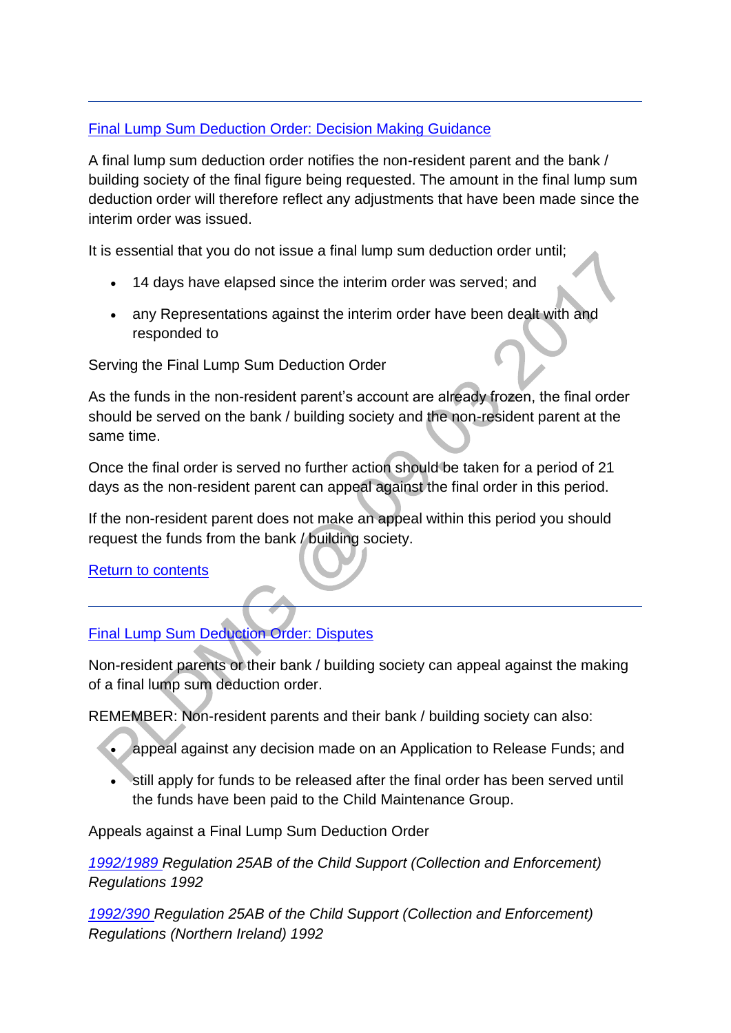---

## Final Lump Sum Deduction Order: Decision Making Guidance

A final lump sum deduction order notifies the non-resident parent and the bank / building society of the final figure being requested. The amount in the final lump sum deduction order will therefore reflect any adjustments that have been made since the interim order was issued.

It is essential that you do not issue a final lump sum deduction order until;

- 14 days have elapsed since the interim order was served; and
- any Representations against the interim order have been dealt with and responded to

Serving the Final Lump Sum Deduction Order

As the funds in the non-resident parent's account are already frozen, the final order should be served on the bank / building society and the non-resident parent at the same time.

Once the final order is served no further action should be taken for a period of 21 days as the non-resident parent can appeal against the final order in this period.

If the non-resident parent does not make an appeal within this period you should request the funds from the bank / building society.

Return to contents

---

## Final Lump Sum Deduction Order: Disputes

Non-resident parents or their bank / building society can appeal against the making of a final lump sum deduction order.

REMEMBER: Non-resident parents and their bank / building society can also:

- appeal against any decision made on an Application to Release Funds; and
- still apply for funds to be released after the final order has been served until the funds have been paid to the Child Maintenance Group.

Appeals against a Final Lump Sum Deduction Order

*1992/1989 Regulation 25AB of the Child Support (Collection and Enforcement) Regulations 1992*

*1992/390 Regulation 25AB of the Child Support (Collection and Enforcement) Regulations (Northern Ireland) 1992*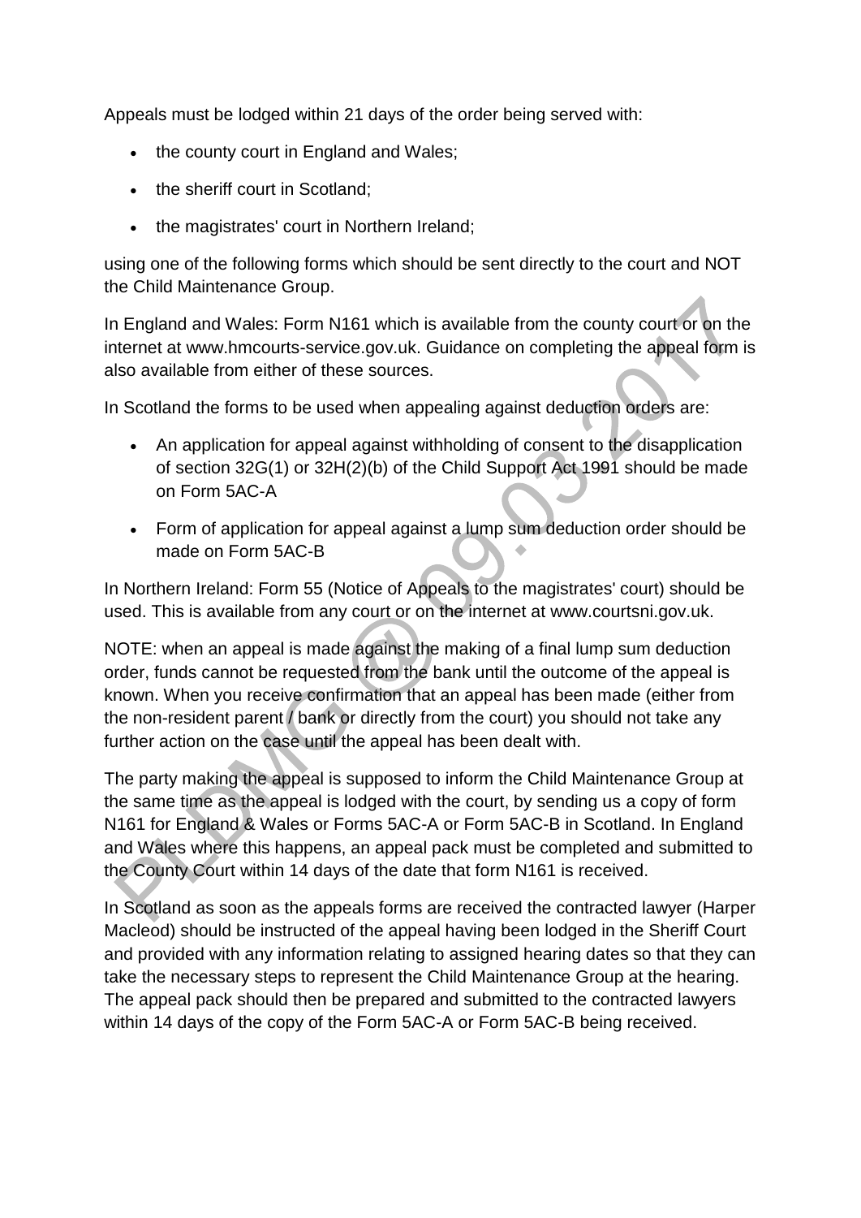Appeals must be lodged within 21 days of the order being served with:

- the county court in England and Wales;
- the sheriff court in Scotland;
- the magistrates' court in Northern Ireland;

using one of the following forms which should be sent directly to the court and NOT the Child Maintenance Group.

In England and Wales: Form N161 which is available from the county court or on the internet at www.hmcourts-service.gov.uk. Guidance on completing the appeal form is also available from either of these sources.

In Scotland the forms to be used when appealing against deduction orders are:

- An application for appeal against withholding of consent to the disapplication of section 32G(1) or 32H(2)(b) of the Child Support Act 1991 should be made on Form 5AC-A
- Form of application for appeal against a lump sum deduction order should be made on Form 5AC-B

In Northern Ireland: Form 55 (Notice of Appeals to the magistrates' court) should be used. This is available from any court or on the internet at www.courtsni.gov.uk.

NOTE: when an appeal is made against the making of a final lump sum deduction order, funds cannot be requested from the bank until the outcome of the appeal is known. When you receive confirmation that an appeal has been made (either from the non-resident parent / bank or directly from the court) you should not take any further action on the case until the appeal has been dealt with.

The party making the appeal is supposed to inform the Child Maintenance Group at the same time as the appeal is lodged with the court, by sending us a copy of form N161 for England & Wales or Forms 5AC-A or Form 5AC-B in Scotland. In England and Wales where this happens, an appeal pack must be completed and submitted to the County Court within 14 days of the date that form N161 is received.

In Scotland as soon as the appeals forms are received the contracted lawyer (Harper Macleod) should be instructed of the appeal having been lodged in the Sheriff Court and provided with any information relating to assigned hearing dates so that they can take the necessary steps to represent the Child Maintenance Group at the hearing. The appeal pack should then be prepared and submitted to the contracted lawyers within 14 days of the copy of the Form 5AC-A or Form 5AC-B being received.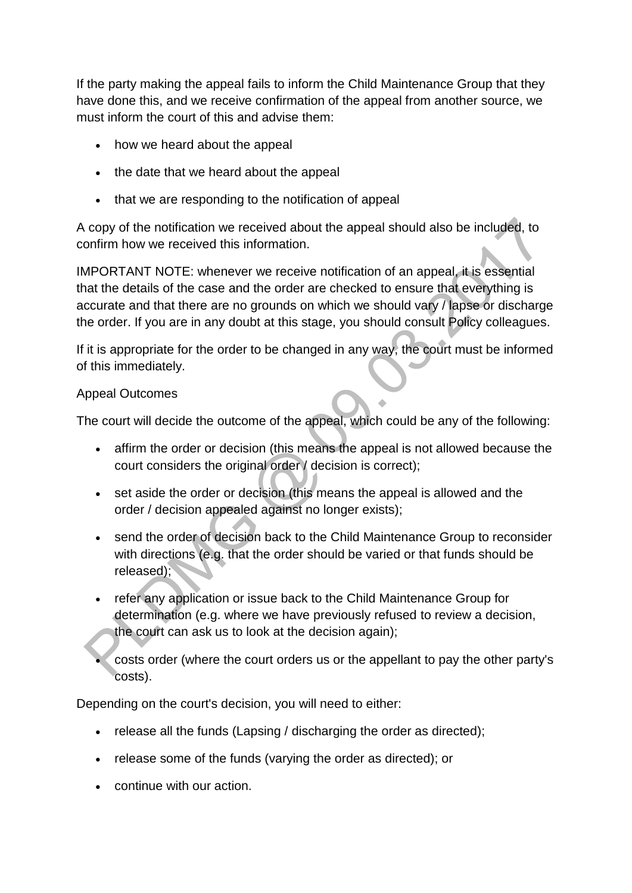If the party making the appeal fails to inform the Child Maintenance Group that they have done this, and we receive confirmation of the appeal from another source, we must inform the court of this and advise them:

- how we heard about the appeal
- the date that we heard about the appeal
- that we are responding to the notification of appeal

A copy of the notification we received about the appeal should also be included, to confirm how we received this information.

IMPORTANT NOTE: whenever we receive notification of an appeal, it is essential that the details of the case and the order are checked to ensure that everything is accurate and that there are no grounds on which we should vary / lapse or discharge the order. If you are in any doubt at this stage, you should consult Policy colleagues.

If it is appropriate for the order to be changed in any way, the court must be informed of this immediately.

Appeal Outcomes

The court will decide the outcome of the appeal, which could be any of the following:

- affirm the order or decision (this means the appeal is not allowed because the court considers the original order / decision is correct);
- set aside the order or decision (this means the appeal is allowed and the order / decision appealed against no longer exists);
- send the order of decision back to the Child Maintenance Group to reconsider with directions (e.g. that the order should be varied or that funds should be released);
- refer any application or issue back to the Child Maintenance Group for determination (e.g. where we have previously refused to review a decision, the court can ask us to look at the decision again);
- costs order (where the court orders us or the appellant to pay the other party's costs).

Depending on the court's decision, you will need to either:

- release all the funds (Lapsing / discharging the order as directed);
- release some of the funds (varying the order as directed); or
- continue with our action.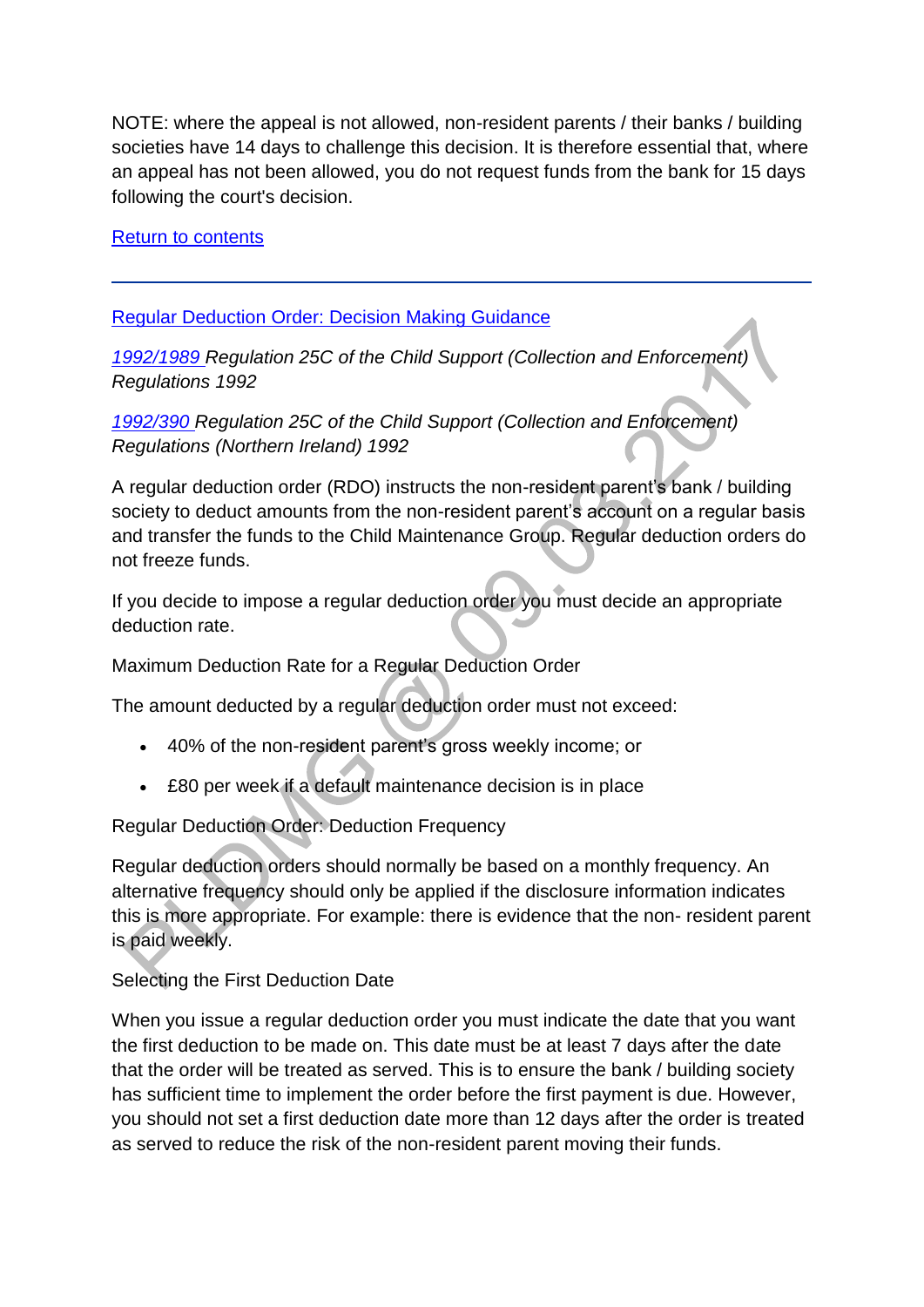NOTE: where the appeal is not allowed, non-resident parents / their banks / building societies have 14 days to challenge this decision. It is therefore essential that, where an appeal has not been allowed, you do not request funds from the bank for 15 days following the court's decision.

[Return to contents]

---

[Regular Deduction Order: Decision Making Guidance]

*[1992/1989] Regulation 25C of the Child Support (Collection and Enforcement) Regulations 1992*

*[1992/390] Regulation 25C of the Child Support (Collection and Enforcement) Regulations (Northern Ireland) 1992*

A regular deduction order (RDO) instructs the non-resident parent's bank / building society to deduct amounts from the non-resident parent's account on a regular basis and transfer the funds to the Child Maintenance Group. Regular deduction orders do not freeze funds.

If you decide to impose a regular deduction order you must decide an appropriate deduction rate.

Maximum Deduction Rate for a Regular Deduction Order

The amount deducted by a regular deduction order must not exceed:

- 40% of the non-resident parent's gross weekly income; or
- £80 per week if a default maintenance decision is in place

Regular Deduction Order: Deduction Frequency

Regular deduction orders should normally be based on a monthly frequency. An alternative frequency should only be applied if the disclosure information indicates this is more appropriate. For example: there is evidence that the non- resident parent is paid weekly.

Selecting the First Deduction Date

When you issue a regular deduction order you must indicate the date that you want the first deduction to be made on. This date must be at least 7 days after the date that the order will be treated as served. This is to ensure the bank / building society has sufficient time to implement the order before the first payment is due. However, you should not set a first deduction date more than 12 days after the order is treated as served to reduce the risk of the non-resident parent moving their funds.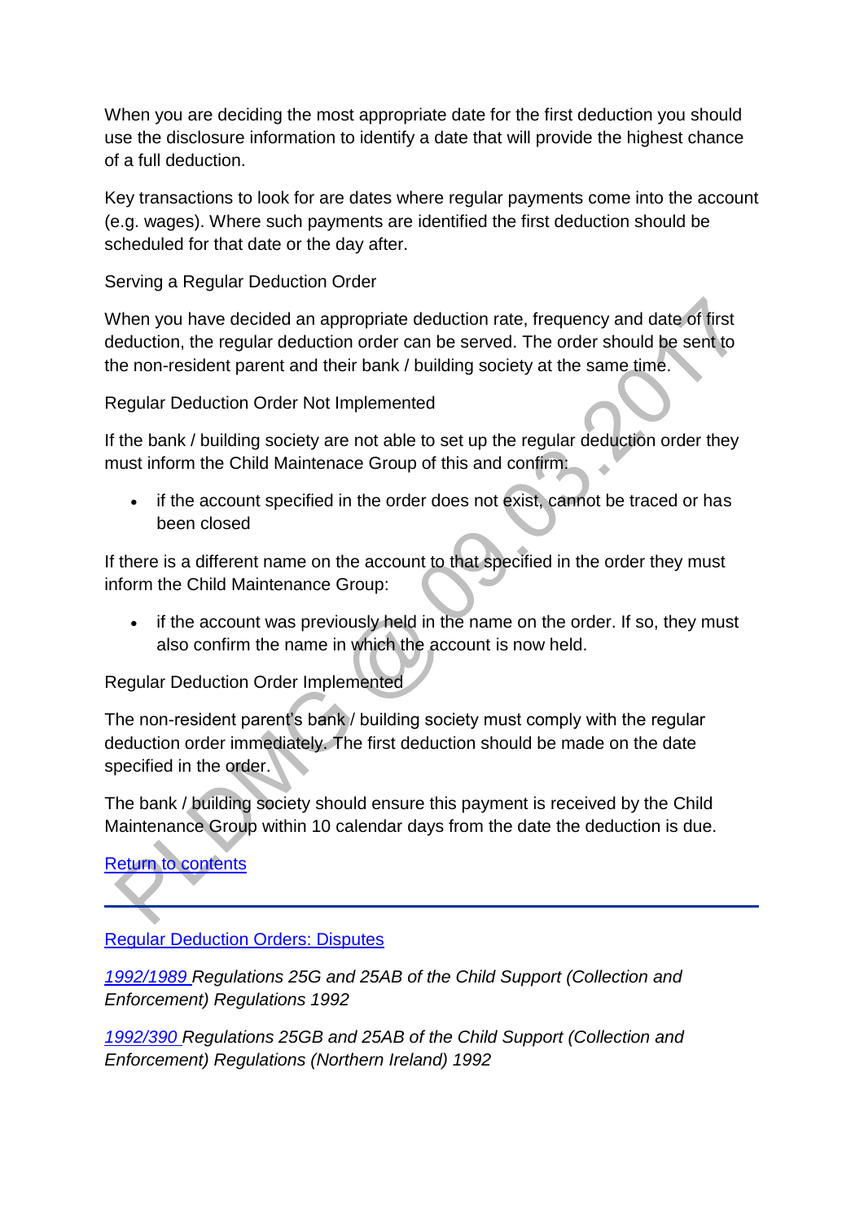When you are deciding the most appropriate date for the first deduction you should use the disclosure information to identify a date that will provide the highest chance of a full deduction.

Key transactions to look for are dates where regular payments come into the account (e.g. wages). Where such payments are identified the first deduction should be scheduled for that date or the day after.

Serving a Regular Deduction Order

When you have decided an appropriate deduction rate, frequency and date of first deduction, the regular deduction order can be served. The order should be sent to the non-resident parent and their bank / building society at the same time.

Regular Deduction Order Not Implemented

If the bank / building society are not able to set up the regular deduction order they must inform the Child Maintenace Group of this and confirm:

- if the account specified in the order does not exist, cannot be traced or has been closed

If there is a different name on the account to that specified in the order they must inform the Child Maintenance Group:

- if the account was previously held in the name on the order. If so, they must also confirm the name in which the account is now held.

Regular Deduction Order Implemented

The non-resident parent's bank / building society must comply with the regular deduction order immediately. The first deduction should be made on the date specified in the order.

The bank / building society should ensure this payment is received by the Child Maintenance Group within 10 calendar days from the date the deduction is due.

Return to contents

---

Regular Deduction Orders: Disputes

*1992/1989 Regulations 25G and 25AB of the Child Support (Collection and Enforcement) Regulations 1992*

*1992/390 Regulations 25GB and 25AB of the Child Support (Collection and Enforcement) Regulations (Northern Ireland) 1992*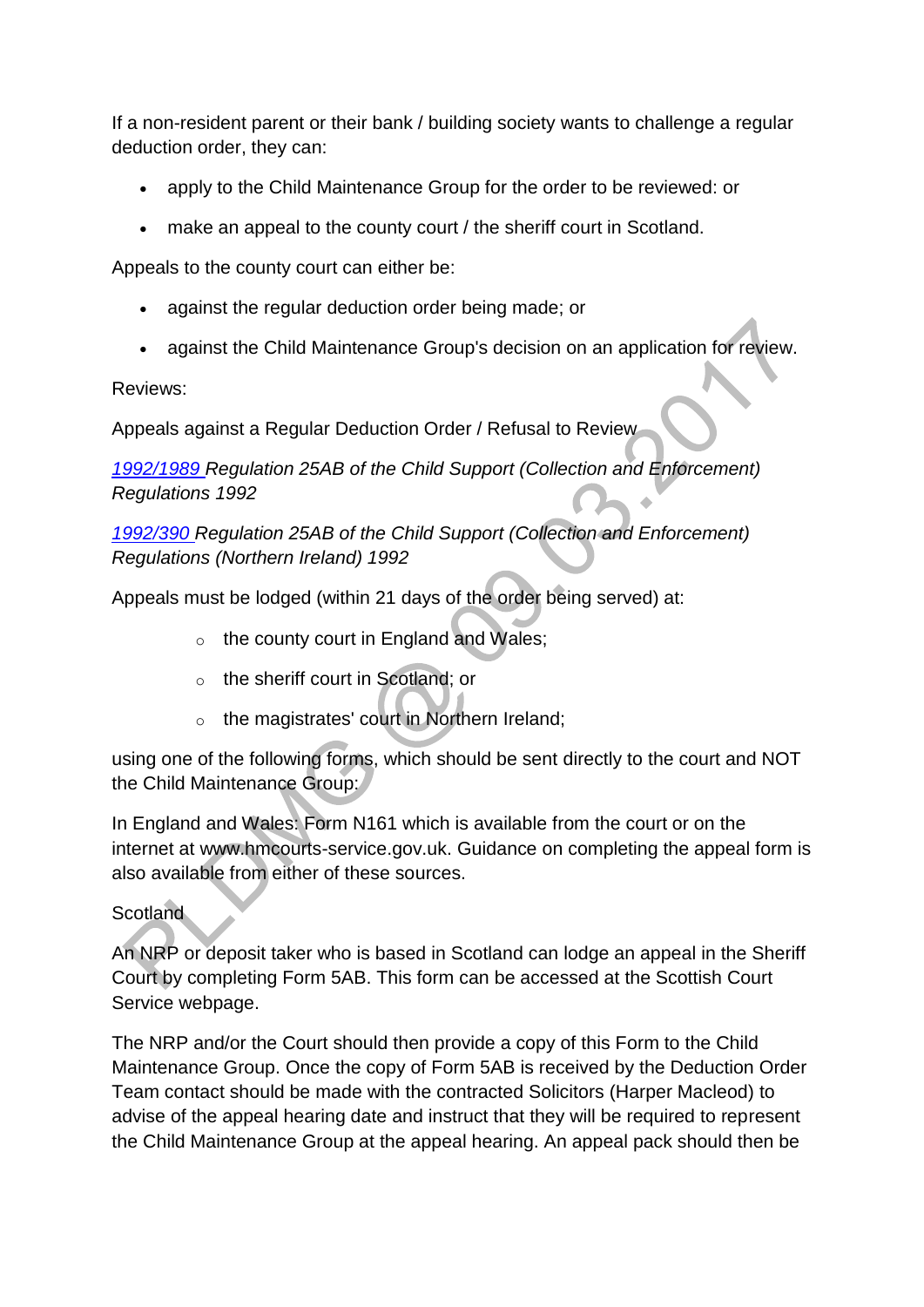If a non-resident parent or their bank / building society wants to challenge a regular deduction order, they can:

- apply to the Child Maintenance Group for the order to be reviewed: or
- make an appeal to the county court / the sheriff court in Scotland.

Appeals to the county court can either be:

- against the regular deduction order being made; or
- against the Child Maintenance Group's decision on an application for review.

Reviews:

Appeals against a Regular Deduction Order / Refusal to Review

*1992/1989 Regulation 25AB of the Child Support (Collection and Enforcement) Regulations 1992*

*1992/390 Regulation 25AB of the Child Support (Collection and Enforcement) Regulations (Northern Ireland) 1992*

Appeals must be lodged (within 21 days of the order being served) at:

- the county court in England and Wales;
- the sheriff court in Scotland; or
- the magistrates' court in Northern Ireland;

using one of the following forms, which should be sent directly to the court and NOT the Child Maintenance Group:

In England and Wales: Form N161 which is available from the court or on the internet at www.hmcourts-service.gov.uk. Guidance on completing the appeal form is also available from either of these sources.

Scotland

An NRP or deposit taker who is based in Scotland can lodge an appeal in the Sheriff Court by completing Form 5AB. This form can be accessed at the Scottish Court Service webpage.

The NRP and/or the Court should then provide a copy of this Form to the Child Maintenance Group. Once the copy of Form 5AB is received by the Deduction Order Team contact should be made with the contracted Solicitors (Harper Macleod) to advise of the appeal hearing date and instruct that they will be required to represent the Child Maintenance Group at the appeal hearing. An appeal pack should then be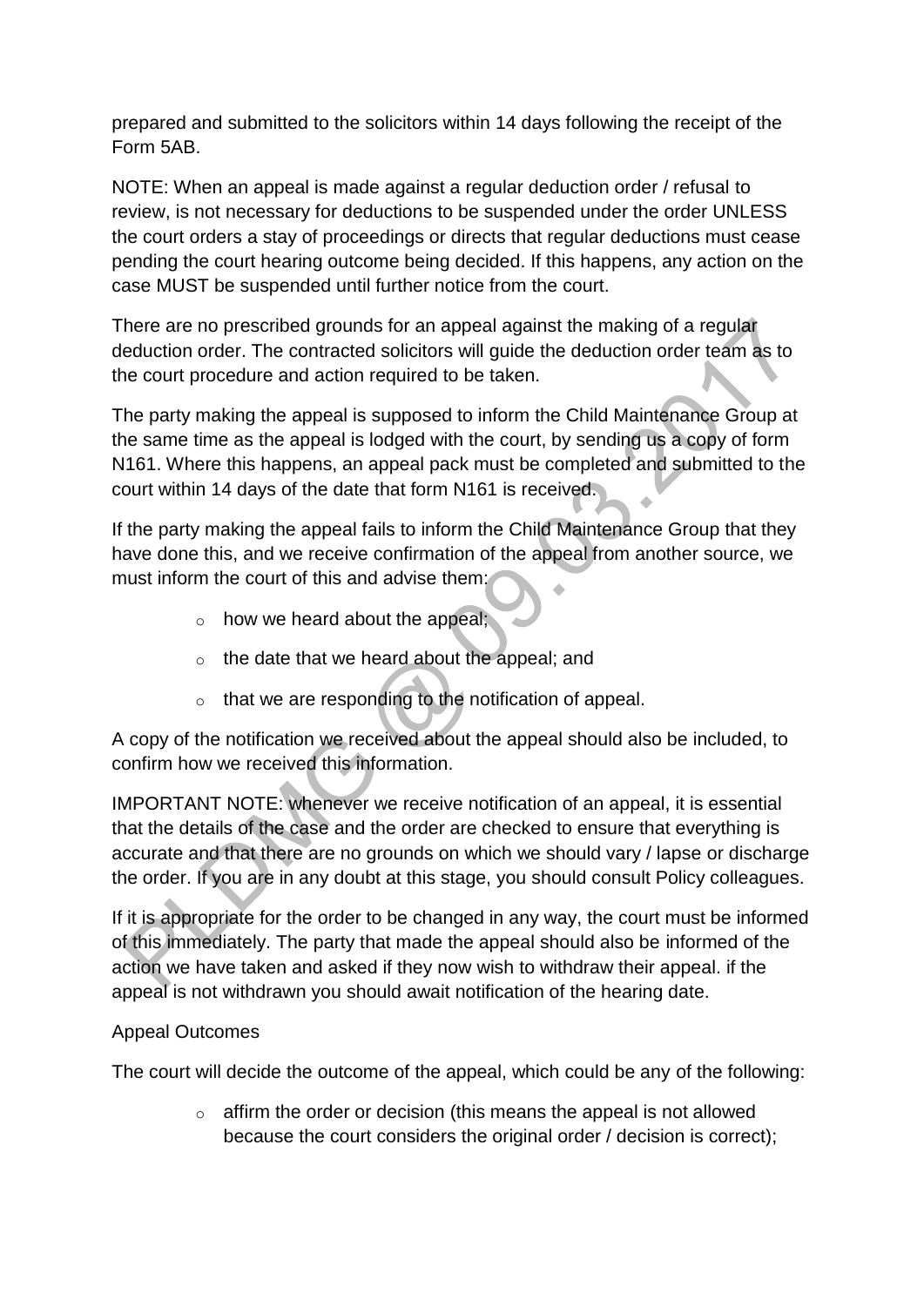prepared and submitted to the solicitors within 14 days following the receipt of the Form 5AB.

NOTE: When an appeal is made against a regular deduction order / refusal to review, is not necessary for deductions to be suspended under the order UNLESS the court orders a stay of proceedings or directs that regular deductions must cease pending the court hearing outcome being decided. If this happens, any action on the case MUST be suspended until further notice from the court.

There are no prescribed grounds for an appeal against the making of a regular deduction order. The contracted solicitors will guide the deduction order team as to the court procedure and action required to be taken.

The party making the appeal is supposed to inform the Child Maintenance Group at the same time as the appeal is lodged with the court, by sending us a copy of form N161. Where this happens, an appeal pack must be completed and submitted to the court within 14 days of the date that form N161 is received.

If the party making the appeal fails to inform the Child Maintenance Group that they have done this, and we receive confirmation of the appeal from another source, we must inform the court of this and advise them:

- how we heard about the appeal;
- the date that we heard about the appeal; and
- that we are responding to the notification of appeal.

A copy of the notification we received about the appeal should also be included, to confirm how we received this information.

IMPORTANT NOTE: whenever we receive notification of an appeal, it is essential that the details of the case and the order are checked to ensure that everything is accurate and that there are no grounds on which we should vary / lapse or discharge the order. If you are in any doubt at this stage, you should consult Policy colleagues.

If it is appropriate for the order to be changed in any way, the court must be informed of this immediately. The party that made the appeal should also be informed of the action we have taken and asked if they now wish to withdraw their appeal. if the appeal is not withdrawn you should await notification of the hearing date.

Appeal Outcomes

The court will decide the outcome of the appeal, which could be any of the following:

- affirm the order or decision (this means the appeal is not allowed because the court considers the original order / decision is correct);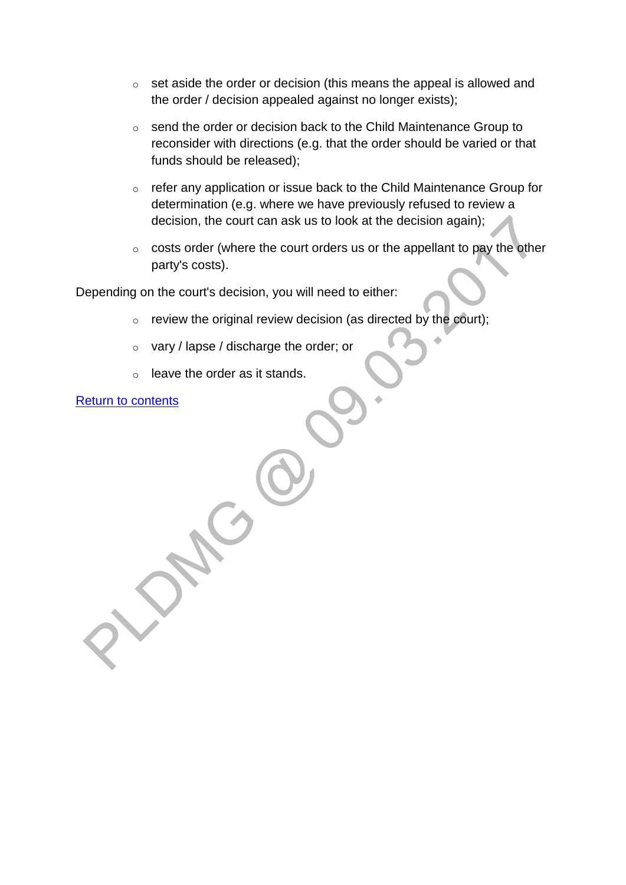- set aside the order or decision (this means the appeal is allowed and the order / decision appealed against no longer exists);
- send the order or decision back to the Child Maintenance Group to reconsider with directions (e.g. that the order should be varied or that funds should be released);
- refer any application or issue back to the Child Maintenance Group for determination (e.g. where we have previously refused to review a decision, the court can ask us to look at the decision again);
- costs order (where the court orders us or the appellant to pay the other party's costs).

Depending on the court's decision, you will need to either:

- review the original review decision (as directed by the court);
- vary / lapse / discharge the order; or
- leave the order as it stands.

Return to contents